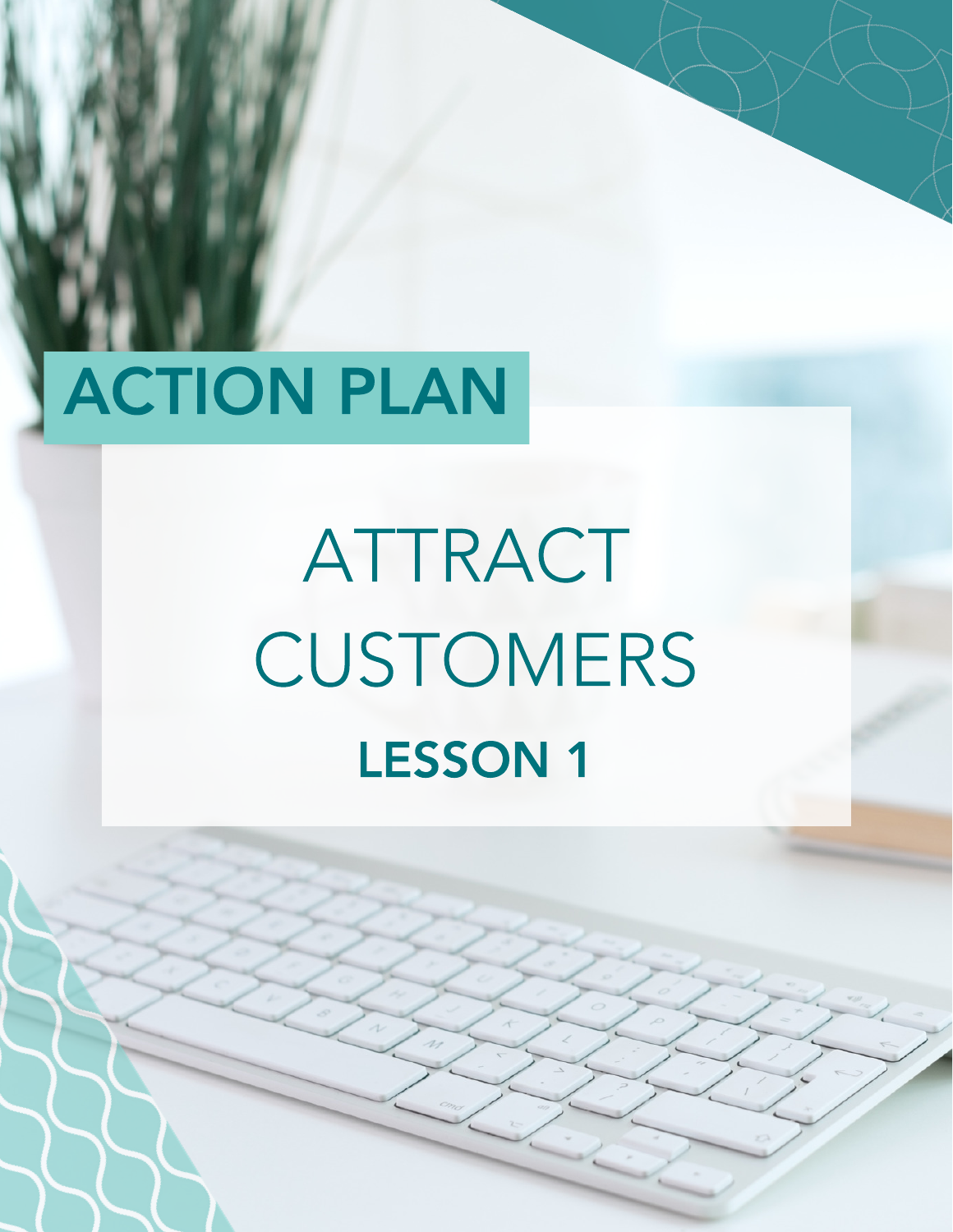# ACTION PLAN

# ATTRACT CUSTOMERS

## LESSON 1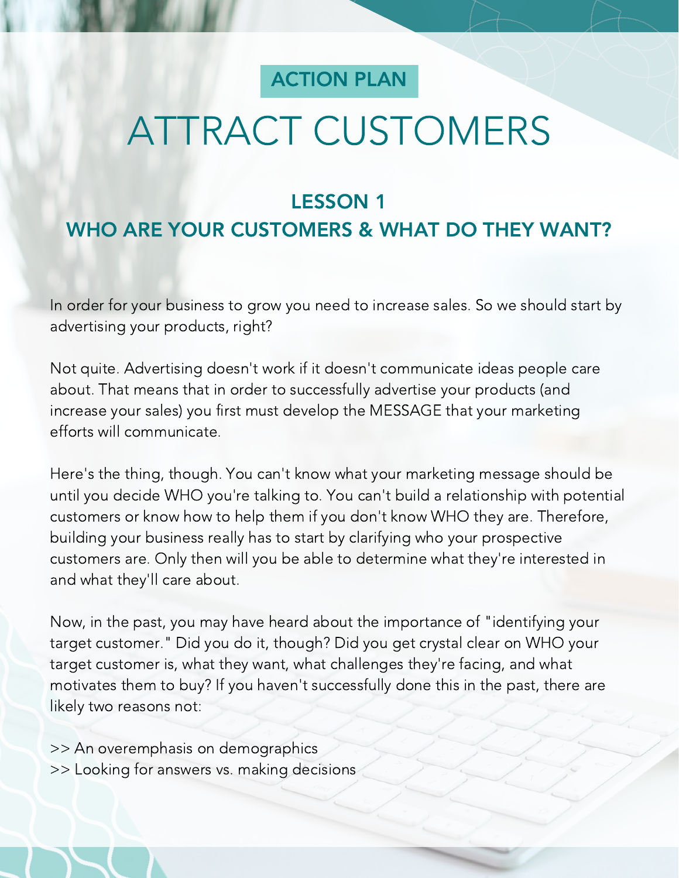ACTION PLAN

# ATTRACT CUSTOMERS

## LESSON 1
## WHO ARE YOUR CUSTOMERS & WHAT DO THEY WANT?

In order for your business to grow you need to increase sales. So we should start by advertising your products, right?

Not quite. Advertising doesn't work if it doesn't communicate ideas people care about. That means that in order to successfully advertise your products (and increase your sales) you first must develop the MESSAGE that your marketing efforts will communicate.

Here's the thing, though. You can't know what your marketing message should be until you decide WHO you're talking to. You can't build a relationship with potential customers or know how to help them if you don't know WHO they are. Therefore, building your business really has to start by clarifying who your prospective customers are. Only then will you be able to determine what they're interested in and what they'll care about.

Now, in the past, you may have heard about the importance of "identifying your target customer." Did you do it, though? Did you get crystal clear on WHO your target customer is, what they want, what challenges they're facing, and what motivates them to buy? If you haven't successfully done this in the past, there are likely two reasons not:

>> An overemphasis on demographics
>> Looking for answers vs. making decisions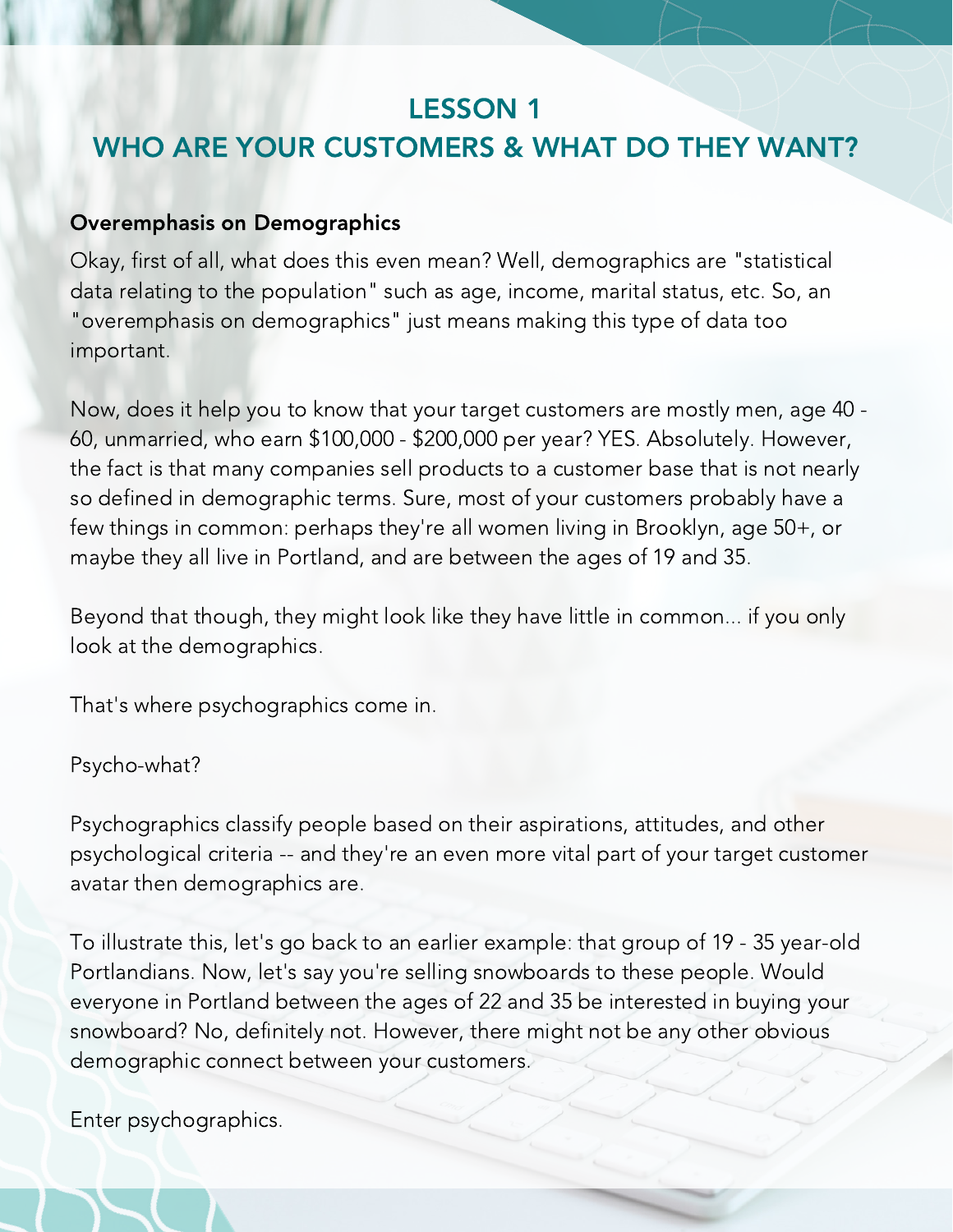# LESSON 1
# WHO ARE YOUR CUSTOMERS & WHAT DO THEY WANT?

**Overemphasis on Demographics**

Okay, first of all, what does this even mean? Well, demographics are "statistical data relating to the population" such as age, income, marital status, etc. So, an "overemphasis on demographics" just means making this type of data too important.

Now, does it help you to know that your target customers are mostly men, age 40 - 60, unmarried, who earn $100,000 - $200,000 per year? YES. Absolutely. However, the fact is that many companies sell products to a customer base that is not nearly so defined in demographic terms. Sure, most of your customers probably have a few things in common: perhaps they're all women living in Brooklyn, age 50+, or maybe they all live in Portland, and are between the ages of 19 and 35.

Beyond that though, they might look like they have little in common... if you only look at the demographics.

That's where psychographics come in.

Psycho-what?

Psychographics classify people based on their aspirations, attitudes, and other psychological criteria -- and they're an even more vital part of your target customer avatar then demographics are.

To illustrate this, let's go back to an earlier example: that group of 19 - 35 year-old Portlandians. Now, let's say you're selling snowboards to these people. Would everyone in Portland between the ages of 22 and 35 be interested in buying your snowboard? No, definitely not. However, there might not be any other obvious demographic connect between your customers.

Enter psychographics.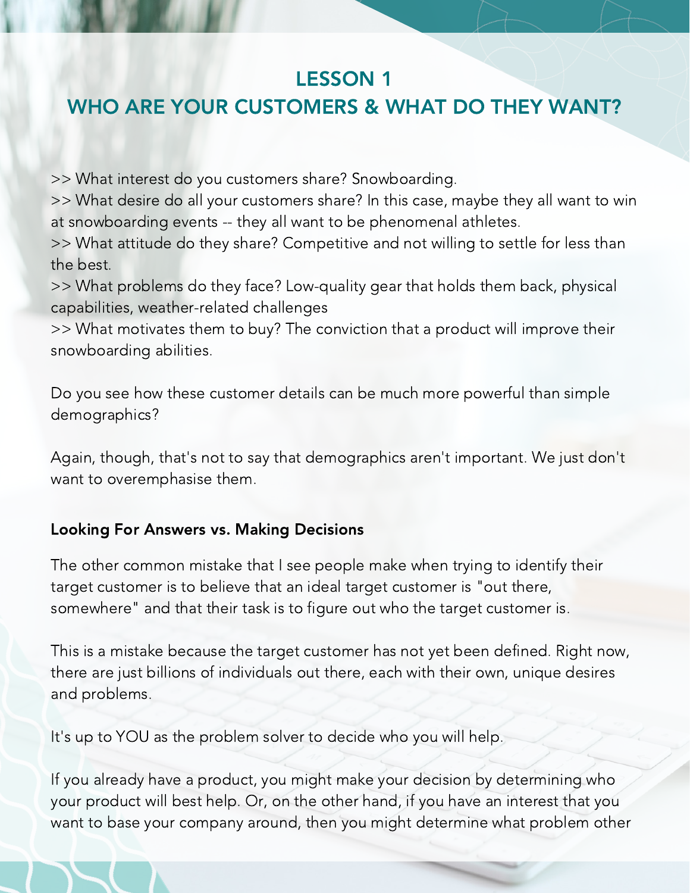# LESSON 1
# WHO ARE YOUR CUSTOMERS & WHAT DO THEY WANT?

>> What interest do you customers share? Snowboarding.
>> What desire do all your customers share? In this case, maybe they all want to win at snowboarding events -- they all want to be phenomenal athletes.
>> What attitude do they share? Competitive and not willing to settle for less than the best.
>> What problems do they face? Low-quality gear that holds them back, physical capabilities, weather-related challenges
>> What motivates them to buy? The conviction that a product will improve their snowboarding abilities.

Do you see how these customer details can be much more powerful than simple demographics?

Again, though, that's not to say that demographics aren't important. We just don't want to overemphasise them.

**Looking For Answers vs. Making Decisions**

The other common mistake that I see people make when trying to identify their target customer is to believe that an ideal target customer is "out there, somewhere" and that their task is to figure out who the target customer is.

This is a mistake because the target customer has not yet been defined. Right now, there are just billions of individuals out there, each with their own, unique desires and problems.

It's up to YOU as the problem solver to decide who you will help.

If you already have a product, you might make your decision by determining who your product will best help. Or, on the other hand, if you have an interest that you want to base your company around, then you might determine what problem other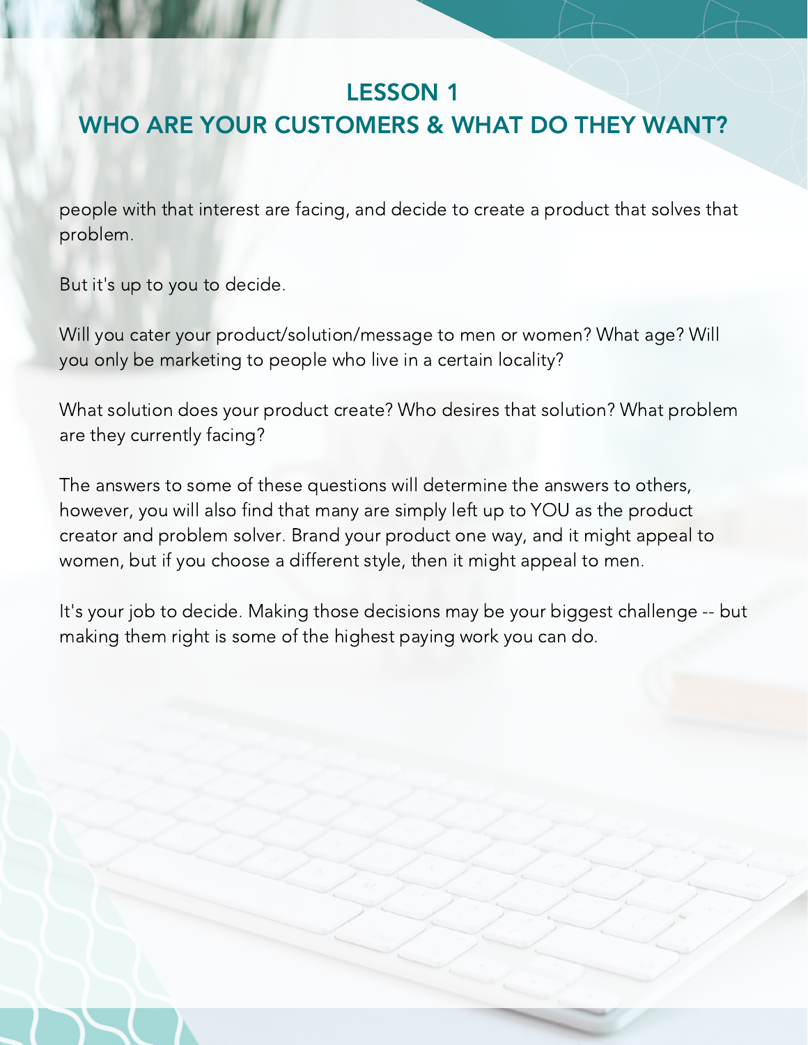# LESSON 1
## WHO ARE YOUR CUSTOMERS & WHAT DO THEY WANT?

people with that interest are facing, and decide to create a product that solves that problem.

But it's up to you to decide.

Will you cater your product/solution/message to men or women? What age? Will you only be marketing to people who live in a certain locality?

What solution does your product create? Who desires that solution? What problem are they currently facing?

The answers to some of these questions will determine the answers to others, however, you will also find that many are simply left up to YOU as the product creator and problem solver. Brand your product one way, and it might appeal to women, but if you choose a different style, then it might appeal to men.

It's your job to decide. Making those decisions may be your biggest challenge -- but making them right is some of the highest paying work you can do.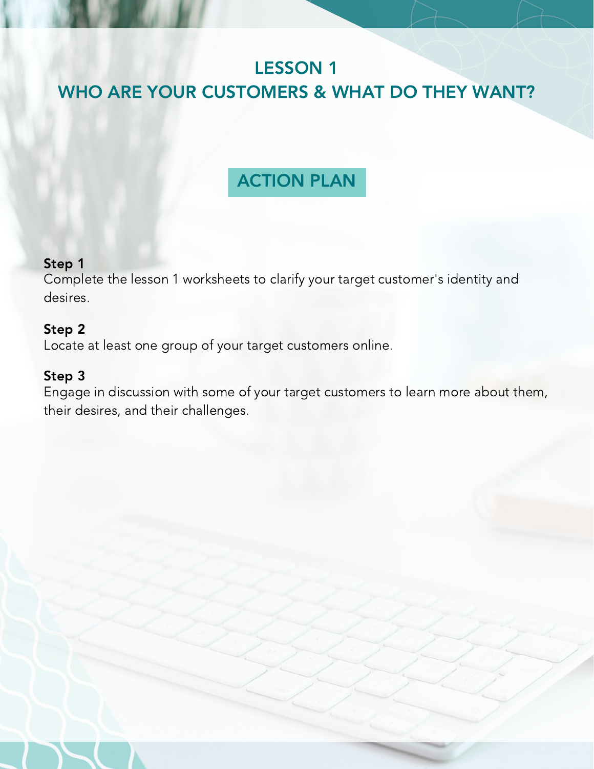# LESSON 1
# WHO ARE YOUR CUSTOMERS & WHAT DO THEY WANT?

## ACTION PLAN

**Step 1**
Complete the lesson 1 worksheets to clarify your target customer's identity and desires.

**Step 2**
Locate at least one group of your target customers online.

**Step 3**
Engage in discussion with some of your target customers to learn more about them, their desires, and their challenges.